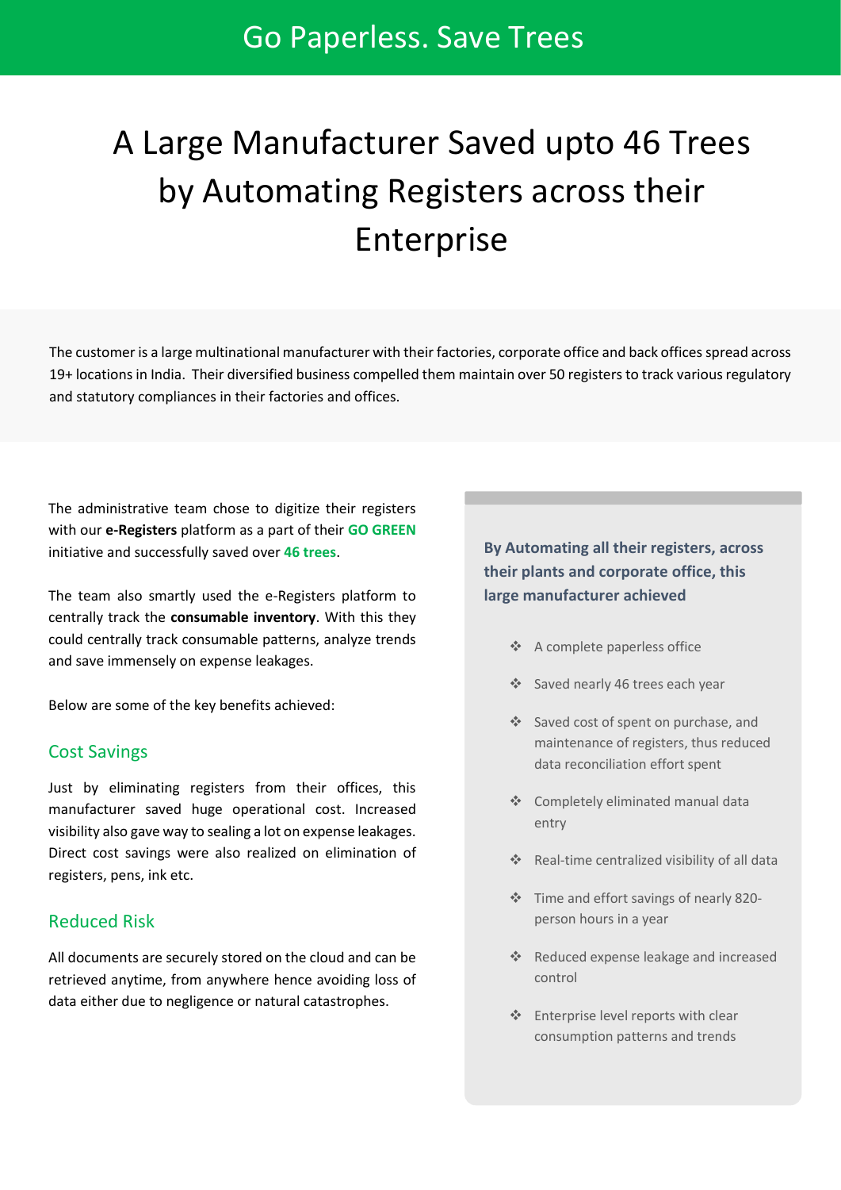Go Paperless. Save Trees

# A Large Manufacturer Saved upto 46 Trees by Automating Registers across their Enterprise

The customer is a large multinational manufacturer with their factories, corporate office and back offices spread across 19+ locations in India. Their diversified business compelled them maintain over 50 registers to track various regulatory and statutory compliances in their factories and offices.

The administrative team chose to digitize their registers with our **e-Registers** platform as a part of their **GO GREEN** initiative and successfully saved over **46 trees**.

The team also smartly used the e-Registers platform to centrally track the **consumable inventory**. With this they could centrally track consumable patterns, analyze trends and save immensely on expense leakages.

Below are some of the key benefits achieved:

## Cost Savings

Just by eliminating registers from their offices, this manufacturer saved huge operational cost. Increased visibility also gave way to sealing a lot on expense leakages. Direct cost savings were also realized on elimination of registers, pens, ink etc.

## Reduced Risk

All documents are securely stored on the cloud and can be retrieved anytime, from anywhere hence avoiding loss of data either due to negligence or natural catastrophes.

**By Automating all their registers, across their plants and corporate office, this large manufacturer achieved**

- A complete paperless office
- Saved nearly 46 trees each year
- Saved cost of spent on purchase, and maintenance of registers, thus reduced data reconciliation effort spent
- Completely eliminated manual data entry
- Real-time centralized visibility of all data
- Time and effort savings of nearly 820-person hours in a year
- Reduced expense leakage and increased control
- Enterprise level reports with clear consumption patterns and trends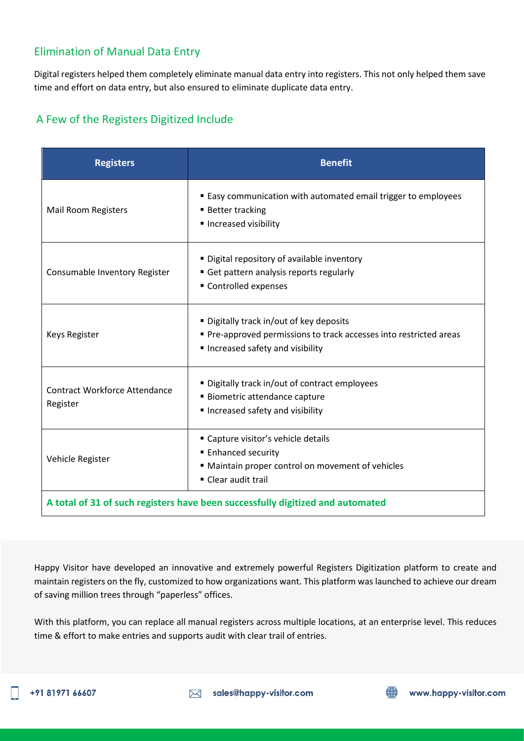## Elimination of Manual Data Entry

Digital registers helped them completely eliminate manual data entry into registers. This not only helped them save time and effort on data entry, but also ensured to eliminate duplicate data entry.

## A Few of the Registers Digitized Include

| Registers | Benefit |
|---|---|
| Mail Room Registers | ▪ Easy communication with automated email trigger to employees<br>▪ Better tracking<br>▪ Increased visibility |
| Consumable Inventory Register | ▪ Digital repository of available inventory<br>▪ Get pattern analysis reports regularly<br>▪ Controlled expenses |
| Keys Register | ▪ Digitally track in/out of key deposits<br>▪ Pre-approved permissions to track accesses into restricted areas<br>▪ Increased safety and visibility |
| Contract Workforce Attendance Register | ▪ Digitally track in/out of contract employees<br>▪ Biometric attendance capture<br>▪ Increased safety and visibility |
| Vehicle Register | ▪ Capture visitor's vehicle details<br>▪ Enhanced security<br>▪ Maintain proper control on movement of vehicles<br>▪ Clear audit trail |
| **A total of 31 of such registers have been successfully digitized and automated** | |

Happy Visitor have developed an innovative and extremely powerful Registers Digitization platform to create and maintain registers on the fly, customized to how organizations want. This platform was launched to achieve our dream of saving million trees through "paperless" offices.

With this platform, you can replace all manual registers across multiple locations, at an enterprise level. This reduces time & effort to make entries and supports audit with clear trail of entries.

+91 81971 66607 sales@happy-visitor.com www.happy-visitor.com